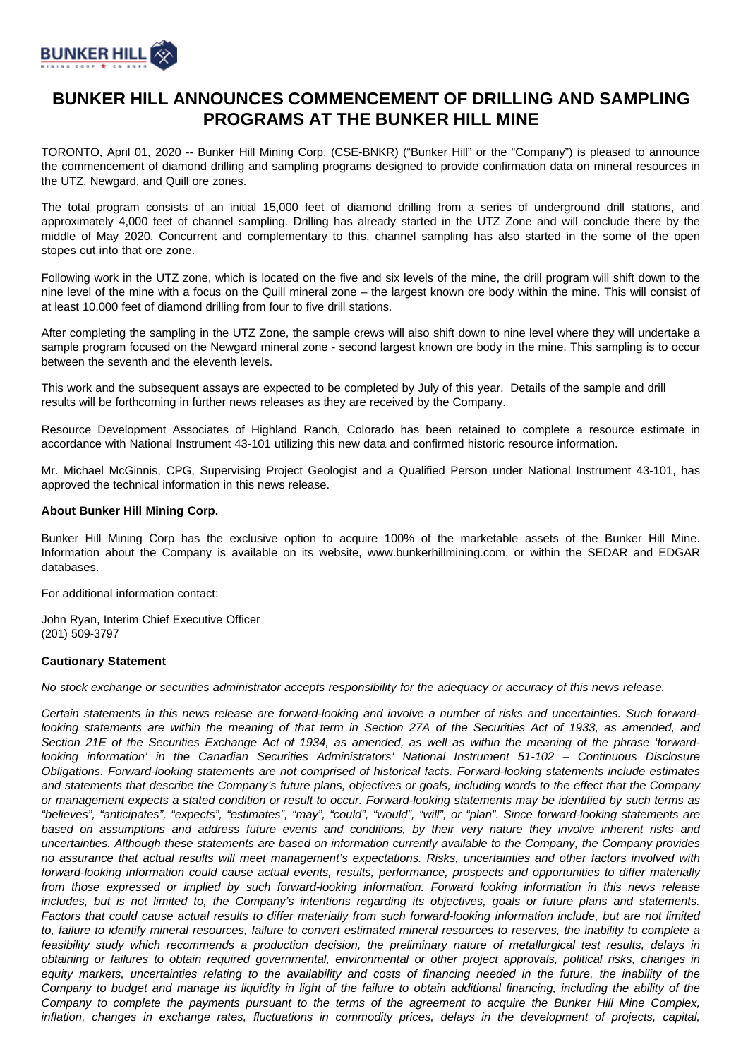# BUNKER HILL ANNOUNCES COMMENCEMENT OF DRILLING AND SAMPLING PROGRAMS AT THE BUNKER HILL MINE

TORONTO, April 01, 2020 -- Bunker Hill Mining Corp. (CSE-BNKR) ("Bunker Hill" or the "Company") is pleased to announce the commencement of diamond drilling and sampling programs designed to provide confirmation data on mineral resources in the UTZ, Newgard, and Quill ore zones.

The total program consists of an initial 15,000 feet of diamond drilling from a series of underground drill stations, and approximately 4,000 feet of channel sampling. Drilling has already started in the UTZ Zone and will conclude there by the middle of May 2020. Concurrent and complementary to this, channel sampling has also started in the some of the open stopes cut into that ore zone.

Following work in the UTZ zone, which is located on the five and six levels of the mine, the drill program will shift down to the nine level of the mine with a focus on the Quill mineral zone – the largest known ore body within the mine. This will consist of at least 10,000 feet of diamond drilling from four to five drill stations.

After completing the sampling in the UTZ Zone, the sample crews will also shift down to nine level where they will undertake a sample program focused on the Newgard mineral zone - second largest known ore body in the mine. This sampling is to occur between the seventh and the eleventh levels.

This work and the subsequent assays are expected to be completed by July of this year. Details of the sample and drill results will be forthcoming in further news releases as they are received by the Company.

Resource Development Associates of Highland Ranch, Colorado has been retained to complete a resource estimate in accordance with National Instrument 43-101 utilizing this new data and confirmed historic resource information.

Mr. Michael McGinnis, CPG, Supervising Project Geologist and a Qualified Person under National Instrument 43-101, has approved the technical information in this news release.

**About Bunker Hill Mining Corp.**

Bunker Hill Mining Corp has the exclusive option to acquire 100% of the marketable assets of the Bunker Hill Mine. Information about the Company is available on its website, www.bunkerhillmining.com, or within the SEDAR and EDGAR databases.

For additional information contact:

John Ryan, Interim Chief Executive Officer
(201) 509-3797

**Cautionary Statement**

*No stock exchange or securities administrator accepts responsibility for the adequacy or accuracy of this news release.*

*Certain statements in this news release are forward-looking and involve a number of risks and uncertainties. Such forward-looking statements are within the meaning of that term in Section 27A of the Securities Act of 1933, as amended, and Section 21E of the Securities Exchange Act of 1934, as amended, as well as within the meaning of the phrase 'forward-looking information' in the Canadian Securities Administrators' National Instrument 51-102 – Continuous Disclosure Obligations. Forward-looking statements are not comprised of historical facts. Forward-looking statements include estimates and statements that describe the Company's future plans, objectives or goals, including words to the effect that the Company or management expects a stated condition or result to occur. Forward-looking statements may be identified by such terms as "believes", "anticipates", "expects", "estimates", "may", "could", "would", "will", or "plan". Since forward-looking statements are based on assumptions and address future events and conditions, by their very nature they involve inherent risks and uncertainties. Although these statements are based on information currently available to the Company, the Company provides no assurance that actual results will meet management's expectations. Risks, uncertainties and other factors involved with forward-looking information could cause actual events, results, performance, prospects and opportunities to differ materially from those expressed or implied by such forward-looking information. Forward looking information in this news release includes, but is not limited to, the Company's intentions regarding its objectives, goals or future plans and statements. Factors that could cause actual results to differ materially from such forward-looking information include, but are not limited to, failure to identify mineral resources, failure to convert estimated mineral resources to reserves, the inability to complete a feasibility study which recommends a production decision, the preliminary nature of metallurgical test results, delays in obtaining or failures to obtain required governmental, environmental or other project approvals, political risks, changes in equity markets, uncertainties relating to the availability and costs of financing needed in the future, the inability of the Company to budget and manage its liquidity in light of the failure to obtain additional financing, including the ability of the Company to complete the payments pursuant to the terms of the agreement to acquire the Bunker Hill Mine Complex, inflation, changes in exchange rates, fluctuations in commodity prices, delays in the development of projects, capital,*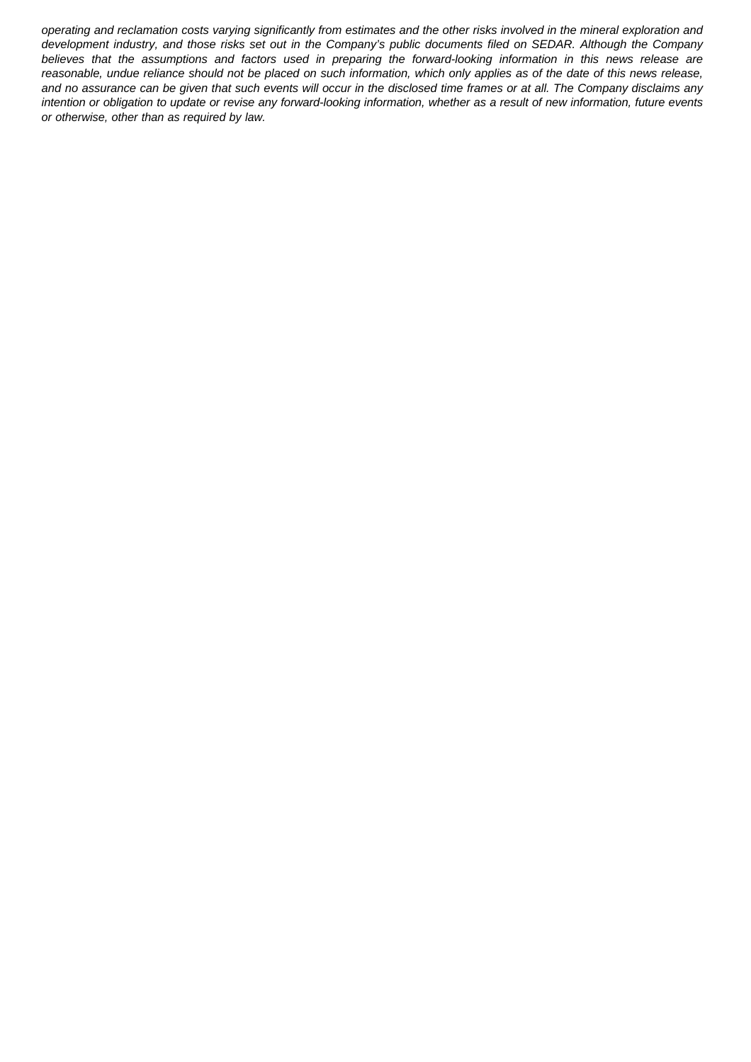*operating and reclamation costs varying significantly from estimates and the other risks involved in the mineral exploration and development industry, and those risks set out in the Company's public documents filed on SEDAR. Although the Company believes that the assumptions and factors used in preparing the forward-looking information in this news release are reasonable, undue reliance should not be placed on such information, which only applies as of the date of this news release, and no assurance can be given that such events will occur in the disclosed time frames or at all. The Company disclaims any intention or obligation to update or revise any forward-looking information, whether as a result of new information, future events or otherwise, other than as required by law.*